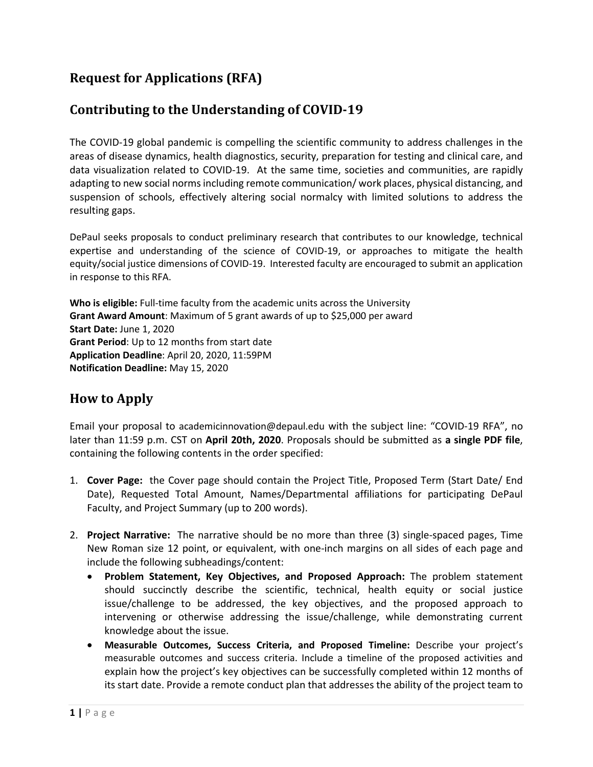## Request for Applications (RFA)

## Contributing to the Understanding of COVID-19

The COVID-19 global pandemic is compelling the scientific community to address challenges in the areas of disease dynamics, health diagnostics, security, preparation for testing and clinical care, and data visualization related to COVID-19. At the same time, societies and communities, are rapidly adapting to new social norms including remote communication/ work places, physical distancing, and suspension of schools, effectively altering social normalcy with limited solutions to address the resulting gaps.

DePaul seeks proposals to conduct preliminary research that contributes to our knowledge, technical expertise and understanding of the science of COVID-19, or approaches to mitigate the health equity/social justice dimensions of COVID-19. Interested faculty are encouraged to submit an application in response to this RFA.

**Who is eligible:** Full-time faculty from the academic units across the University
**Grant Award Amount**: Maximum of 5 grant awards of up to $25,000 per award
**Start Date:** June 1, 2020
**Grant Period**: Up to 12 months from start date
**Application Deadline**: April 20, 2020, 11:59PM
**Notification Deadline:** May 15, 2020

## How to Apply

Email your proposal to academicinnovation@depaul.edu with the subject line: "COVID-19 RFA", no later than 11:59 p.m. CST on **April 20th, 2020**. Proposals should be submitted as **a single PDF file**, containing the following contents in the order specified:

1. **Cover Page:** the Cover page should contain the Project Title, Proposed Term (Start Date/ End Date), Requested Total Amount, Names/Departmental affiliations for participating DePaul Faculty, and Project Summary (up to 200 words).

2. **Project Narrative:** The narrative should be no more than three (3) single-spaced pages, Time New Roman size 12 point, or equivalent, with one-inch margins on all sides of each page and include the following subheadings/content:
   - **Problem Statement, Key Objectives, and Proposed Approach:** The problem statement should succinctly describe the scientific, technical, health equity or social justice issue/challenge to be addressed, the key objectives, and the proposed approach to intervening or otherwise addressing the issue/challenge, while demonstrating current knowledge about the issue.
   - **Measurable Outcomes, Success Criteria, and Proposed Timeline:** Describe your project's measurable outcomes and success criteria. Include a timeline of the proposed activities and explain how the project's key objectives can be successfully completed within 12 months of its start date. Provide a remote conduct plan that addresses the ability of the project team to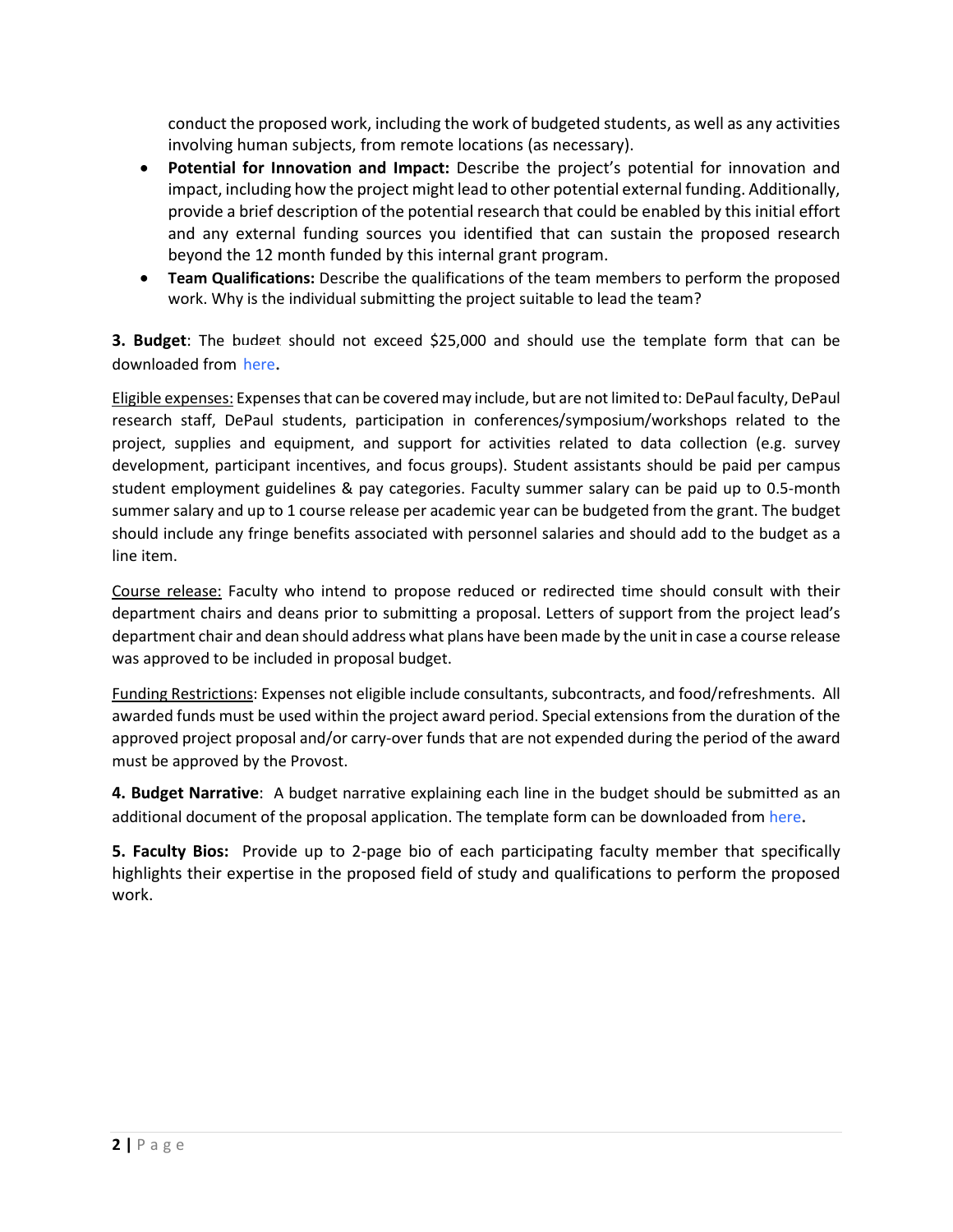conduct the proposed work, including the work of budgeted students, as well as any activities involving human subjects, from remote locations (as necessary).

- **Potential for Innovation and Impact:** Describe the project's potential for innovation and impact, including how the project might lead to other potential external funding. Additionally, provide a brief description of the potential research that could be enabled by this initial effort and any external funding sources you identified that can sustain the proposed research beyond the 12 month funded by this internal grant program.
- **Team Qualifications:** Describe the qualifications of the team members to perform the proposed work. Why is the individual submitting the project suitable to lead the team?

**3. Budget**: The budget should not exceed $25,000 and should use the template form that can be downloaded from here.

Eligible expenses: Expenses that can be covered may include, but are not limited to: DePaul faculty, DePaul research staff, DePaul students, participation in conferences/symposium/workshops related to the project, supplies and equipment, and support for activities related to data collection (e.g. survey development, participant incentives, and focus groups). Student assistants should be paid per campus student employment guidelines & pay categories. Faculty summer salary can be paid up to 0.5-month summer salary and up to 1 course release per academic year can be budgeted from the grant. The budget should include any fringe benefits associated with personnel salaries and should add to the budget as a line item.

Course release: Faculty who intend to propose reduced or redirected time should consult with their department chairs and deans prior to submitting a proposal. Letters of support from the project lead's department chair and dean should address what plans have been made by the unit in case a course release was approved to be included in proposal budget.

Funding Restrictions: Expenses not eligible include consultants, subcontracts, and food/refreshments. All awarded funds must be used within the project award period. Special extensions from the duration of the approved project proposal and/or carry-over funds that are not expended during the period of the award must be approved by the Provost.

**4. Budget Narrative**: A budget narrative explaining each line in the budget should be submitted as an additional document of the proposal application. The template form can be downloaded from here.

**5. Faculty Bios:** Provide up to 2-page bio of each participating faculty member that specifically highlights their expertise in the proposed field of study and qualifications to perform the proposed work.